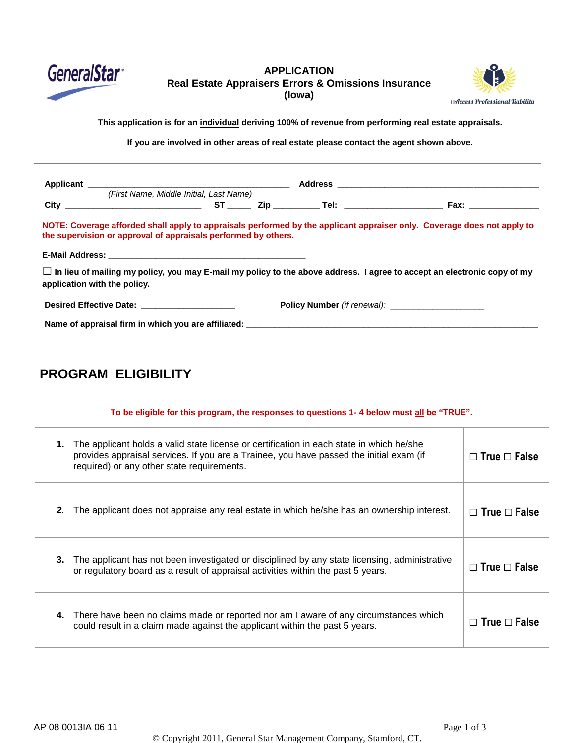GeneralStar

# APPLICATION
## Real Estate Appraisers Errors & Omissions Insurance
## (Iowa)

Access Professional Liability

**This application is for an individual deriving 100% of revenue from performing real estate appraisals.**

**If you are involved in other areas of real estate please contact the agent shown above.**

**Applicant** ________________________________________ **Address** ________________________________________
*(First Name, Middle Initial, Last Name)*

**City** ______________________________ **ST** _____ **Zip** __________ **Tel:** ______________________ **Fax:** ________________

**NOTE: Coverage afforded shall apply to appraisals performed by the applicant appraiser only. Coverage does not apply to the supervision or approval of appraisals performed by others.**

**E-Mail Address:** ____________________________________________

☐ **In lieu of mailing my policy, you may E-mail my policy to the above address. I agree to accept an electronic copy of my application with the policy.**

**Desired Effective Date:** ____________________ **Policy Number** *(if renewal)*: ____________________

**Name of appraisal firm in which you are affiliated:** ________________________________________________________________

## PROGRAM ELIGIBILITY

**To be eligible for this program, the responses to questions 1- 4 below must all be "TRUE".**

| | |
|---|---|
| **1.** The applicant holds a valid state license or certification in each state in which he/she provides appraisal services. If you are a Trainee, you have passed the initial exam (if required) or any other state requirements. | ☐ True ☐ False |
| ***2.*** The applicant does not appraise any real estate in which he/she has an ownership interest. | ☐ True ☐ False |
| **3.** The applicant has not been investigated or disciplined by any state licensing, administrative or regulatory board as a result of appraisal activities within the past 5 years. | ☐ True ☐ False |
| **4.** There have been no claims made or reported nor am I aware of any circumstances which could result in a claim made against the applicant within the past 5 years. | ☐ True ☐ False |

AP 08 0013IA 06 11

© Copyright 2011, General Star Management Company, Stamford, CT.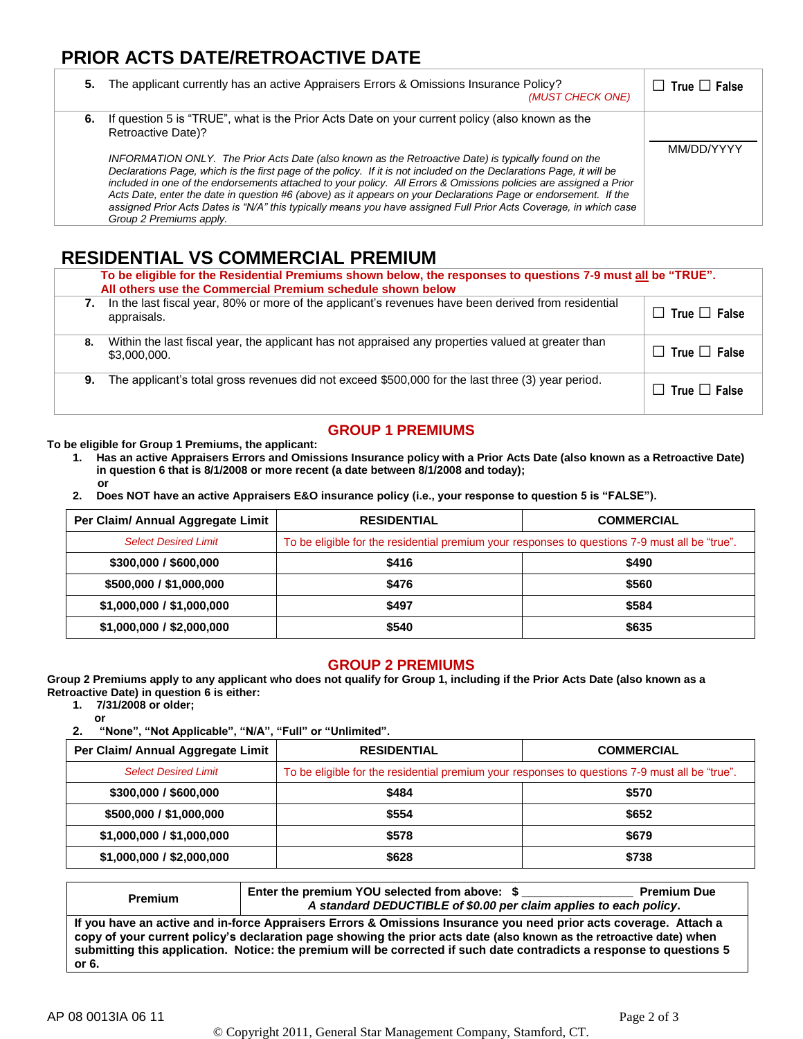## PRIOR ACTS DATE/RETROACTIVE DATE

| | |
|---|---|
| **5.** The applicant currently has an active Appraisers Errors & Omissions Insurance Policy? *(MUST CHECK ONE)* | ☐ True ☐ False |
| **6.** If question 5 is "TRUE", what is the Prior Acts Date on your current policy (also known as the Retroactive Date)?<br><br>*INFORMATION ONLY. The Prior Acts Date (also known as the Retroactive Date) is typically found on the Declarations Page, which is the first page of the policy. If it is not included on the Declarations Page, it will be included in one of the endorsements attached to your policy. All Errors & Omissions policies are assigned a Prior Acts Date, enter the date in question #6 (above) as it appears on your Declarations Page or endorsement. If the assigned Prior Acts Dates is "N/A" this typically means you have assigned Full Prior Acts Coverage, in which case Group 2 Premiums apply.* | ____________<br>MM/DD/YYYY |

## RESIDENTIAL VS COMMERCIAL PREMIUM

**To be eligible for the Residential Premiums shown below, the responses to questions 7-9 must all be "TRUE". All others use the Commercial Premium schedule shown below**

| | |
|---|---|
| **7.** In the last fiscal year, 80% or more of the applicant's revenues have been derived from residential appraisals. | ☐ True ☐ False |
| **8.** Within the last fiscal year, the applicant has not appraised any properties valued at greater than $3,000,000. | ☐ True ☐ False |
| **9.** The applicant's total gross revenues did not exceed $500,000 for the last three (3) year period. | ☐ True ☐ False |

### GROUP 1 PREMIUMS

**To be eligible for Group 1 Premiums, the applicant:**

1. **Has an active Appraisers Errors and Omissions Insurance policy with a Prior Acts Date (also known as a Retroactive Date) in question 6 that is 8/1/2008 or more recent (a date between 8/1/2008 and today);**
   **or**
2. **Does NOT have an active Appraisers E&O insurance policy (i.e., your response to question 5 is "FALSE").**

| Per Claim/ Annual Aggregate Limit | RESIDENTIAL | COMMERCIAL |
|---|---|---|
| *Select Desired Limit* | To be eligible for the residential premium your responses to questions 7-9 must all be "true". | |
| **$300,000 / $600,000** | **$416** | **$490** |
| **$500,000 / $1,000,000** | **$476** | **$560** |
| **$1,000,000 / $1,000,000** | **$497** | **$584** |
| **$1,000,000 / $2,000,000** | **$540** | **$635** |

### GROUP 2 PREMIUMS

**Group 2 Premiums apply to any applicant who does not qualify for Group 1, including if the Prior Acts Date (also known as a Retroactive Date) in question 6 is either:**

1. **7/31/2008 or older;**
   **or**
2. **"None", "Not Applicable", "N/A", "Full" or "Unlimited".**

| Per Claim/ Annual Aggregate Limit | RESIDENTIAL | COMMERCIAL |
|---|---|---|
| *Select Desired Limit* | To be eligible for the residential premium your responses to questions 7-9 must all be "true". | |
| **$300,000 / $600,000** | **$484** | **$570** |
| **$500,000 / $1,000,000** | **$554** | **$652** |
| **$1,000,000 / $1,000,000** | **$578** | **$679** |
| **$1,000,000 / $2,000,000** | **$628** | **$738** |

| | |
|---|---|
| **Premium** | **Enter the premium YOU selected from above: $ ________________ Premium Due**<br>***A standard DEDUCTIBLE of $0.00 per claim applies to each policy.*** |
| **If you have an active and in-force Appraisers Errors & Omissions Insurance you need prior acts coverage. Attach a copy of your current policy's declaration page showing the prior acts date (also known as the retroactive date) when submitting this application. Notice: the premium will be corrected if such date contradicts a response to questions 5 or 6.** | |

AP 08 0013IA 06 11

© Copyright 2011, General Star Management Company, Stamford, CT.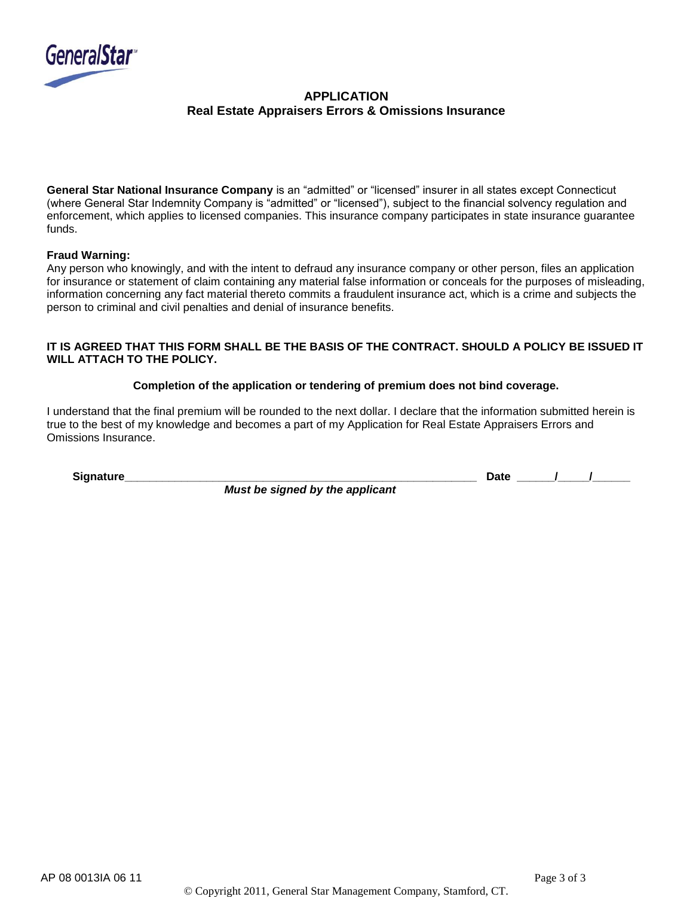## APPLICATION
### Real Estate Appraisers Errors & Omissions Insurance

**General Star National Insurance Company** is an "admitted" or "licensed" insurer in all states except Connecticut (where General Star Indemnity Company is "admitted" or "licensed"), subject to the financial solvency regulation and enforcement, which applies to licensed companies. This insurance company participates in state insurance guarantee funds.

**Fraud Warning:**
Any person who knowingly, and with the intent to defraud any insurance company or other person, files an application for insurance or statement of claim containing any material false information or conceals for the purposes of misleading, information concerning any fact material thereto commits a fraudulent insurance act, which is a crime and subjects the person to criminal and civil penalties and denial of insurance benefits.

**IT IS AGREED THAT THIS FORM SHALL BE THE BASIS OF THE CONTRACT. SHOULD A POLICY BE ISSUED IT WILL ATTACH TO THE POLICY.**

**Completion of the application or tendering of premium does not bind coverage.**

I understand that the final premium will be rounded to the next dollar. I declare that the information submitted herein is true to the best of my knowledge and becomes a part of my Application for Real Estate Appraisers Errors and Omissions Insurance.

**Signature**__________________________________________________________ **Date** ______/_____/______

***Must be signed by the applicant***

AP 08 0013IA 06 11

© Copyright 2011, General Star Management Company, Stamford, CT.